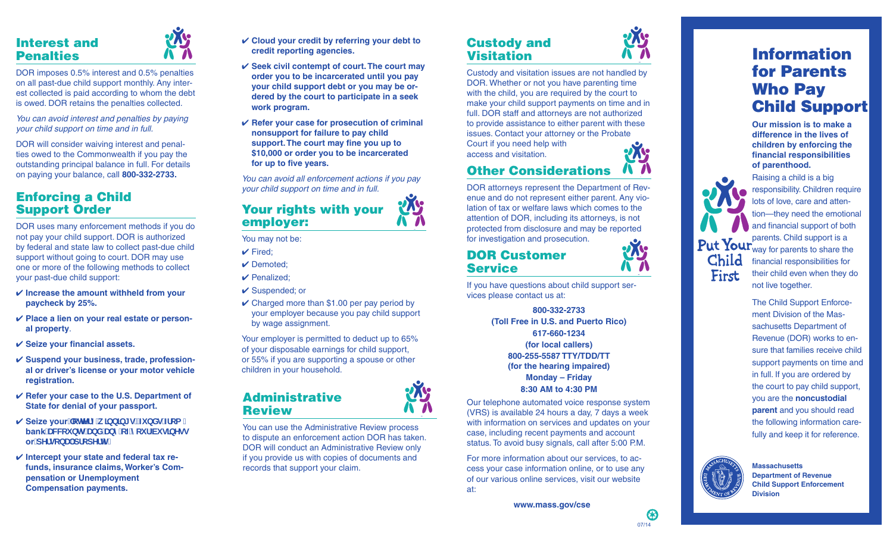## Interest and Penalties

DOR imposes 0.5% interest and 0.5% penalties on all past-due child support monthly. Any interest collected is paid according to whom the debt is owed. DOR retains the penalties collected.

*You can avoid interest and penalties by paying your child support on time and in full.*

DOR will consider waiving interest and penalties owed to the Commonwealth if you pay the outstanding principal balance in full. For details on paying your balance, call **800-332-2733.**

## Enforcing a Child Support Order

DOR uses many enforcement methods if you do not pay your child support. DOR is authorized by federal and state law to collect past-due child support without going to court. DOR may use one or more of the following methods to collect your past-due child support:

- ✔ **Increase the amount withheld from your paycheck by 25%.**
- ✔ **Place a lien on your real estate or personal property**.
- ✔ **Seize your financial assets.**
- ✔ **Suspend your business, trade, professional or driver's license or your motor vehicle registration.**
- ✔ **Refer your case to the U.S. Department of State for denial of your passport.**
- ✔ **Seize your lottery winnings, funds from bank accounts and any of your business or personal property.**
- ✔ **Intercept your state and federal tax refunds, insurance claims, Worker's Compensation or Unemployment Compensation payments.**
- ✔ **Cloud your credit by referring your debt to credit reporting agencies.**
- ✔ **Seek civil contempt of court. The court may order you to be incarcerated until you pay your child support debt or you may be ordered by the court to participate in a seek work program.**
- ✔ **Refer your case for prosecution of criminal nonsupport for failure to pay child support. The court may fine you up to $10,000 or order you to be incarcerated for up to five years.**

*You can avoid all enforcement actions if you pay your child support on time and in full.*

## Your rights with your employer:

You may not be:

- ✔ Fired;
- ✔ Demoted;
- ✔ Penalized;
- ✔ Suspended; or
- ✔ Charged more than $1.00 per pay period by your employer because you pay child support by wage assignment.

Your employer is permitted to deduct up to 65% of your disposable earnings for child support, or 55% if you are supporting a spouse or other children in your household.

## Administrative Review

You can use the Administrative Review process to dispute an enforcement action DOR has taken. DOR will conduct an Administrative Review only if you provide us with copies of documents and records that support your claim.

## Custody and Visitation

Custody and visitation issues are not handled by DOR. Whether or not you have parenting time with the child, you are required by the court to make your child support payments on time and in full. DOR staff and attorneys are not authorized to provide assistance to either parent with these issues. Contact your attorney or the Probate Court if you need help with access and visitation.

## Other Considerations

DOR attorneys represent the Department of Revenue and do not represent either parent. Any violation of tax or welfare laws which comes to the attention of DOR, including its attorneys, is not protected from disclosure and may be reported for investigation and prosecution.

## DOR Customer Service

If you have questions about child support services please contact us at:

**800-332-2733**
**(Toll Free in U.S. and Puerto Rico)**
**617-660-1234**
**(for local callers)**
**800-255-5587 TTY/TDD/TT**
**(for the hearing impaired)**
**Monday – Friday**
**8:30 AM to 4:30 PM**

Our telephone automated voice response system (VRS) is available 24 hours a day, 7 days a week with information on services and updates on your case, including recent payments and account status. To avoid busy signals, call after 5:00 P.M.

For more information about our services, to access your case information online, or to use any of our various online services, visit our website at:

**www.mass.gov/cse**

# Information for Parents Who Pay Child Support

**Our mission is to make a difference in the lives of children by enforcing the financial responsibilities of parenthood.**

Put Your Child First

Raising a child is a big responsibility. Children require lots of love, care and attention—they need the emotional and financial support of both parents. Child support is a way for parents to share the financial responsibilities for their child even when they do not live together.

The Child Support Enforcement Division of the Massachusetts Department of Revenue (DOR) works to ensure that families receive child support payments on time and in full. If you are ordered by the court to pay child support, you are the **noncustodial parent** and you should read the following information carefully and keep it for reference.

**Massachusetts Department of Revenue Child Support Enforcement Division**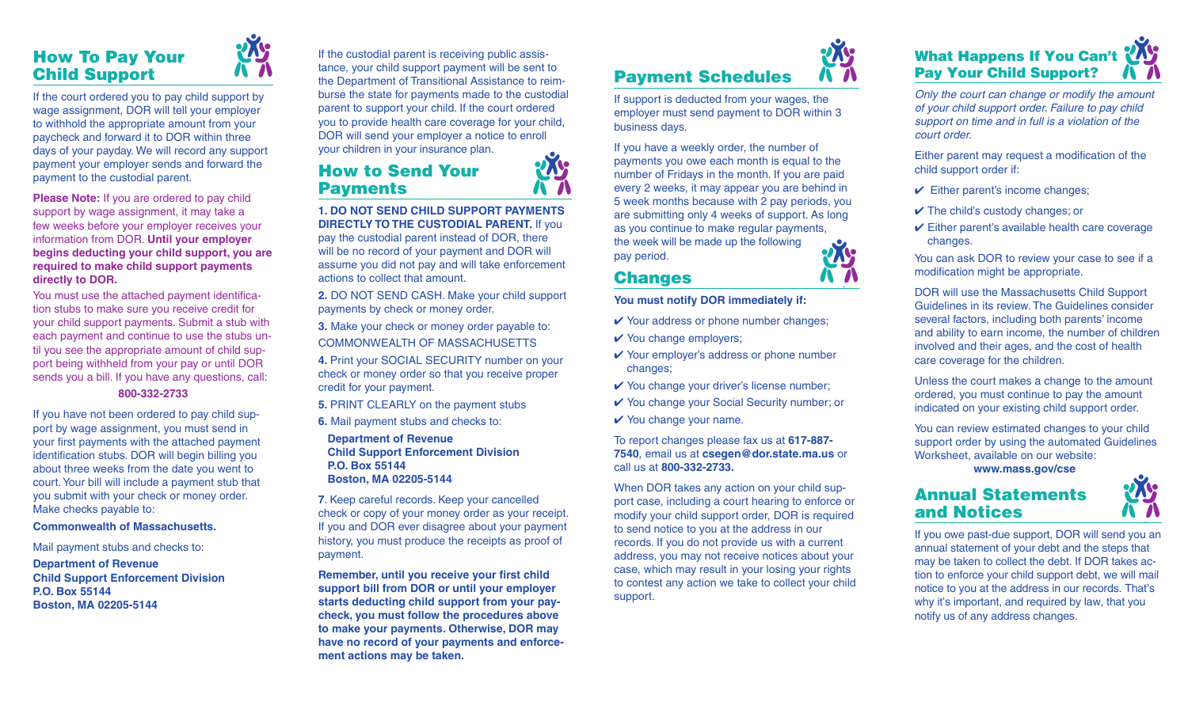## How To Pay Your Child Support

If the court ordered you to pay child support by wage assignment, DOR will tell your employer to withhold the appropriate amount from your paycheck and forward it to DOR within three days of your payday. We will record any support payment your employer sends and forward the payment to the custodial parent.

**Please Note:** If you are ordered to pay child support by wage assignment, it may take a few weeks before your employer receives your information from DOR. **Until your employer begins deducting your child support, you are required to make child support payments directly to DOR.**

You must use the attached payment identification stubs to make sure you receive credit for your child support payments. Submit a stub with each payment and continue to use the stubs until you see the appropriate amount of child support being withheld from your pay or until DOR sends you a bill. If you have any questions, call:

**800-332-2733**

If you have not been ordered to pay child support by wage assignment, you must send in your first payments with the attached payment identification stubs. DOR will begin billing you about three weeks from the date you went to court. Your bill will include a payment stub that you submit with your check or money order. Make checks payable to:

**Commonwealth of Massachusetts.**

Mail payment stubs and checks to:

**Department of Revenue**
**Child Support Enforcement Division**
**P.O. Box 55144**
**Boston, MA 02205-5144**

If the custodial parent is receiving public assistance, your child support payment will be sent to the Department of Transitional Assistance to reimburse the state for payments made to the custodial parent to support your child. If the court ordered you to provide health care coverage for your child, DOR will send your employer a notice to enroll your children in your insurance plan.

## How to Send Your Payments

**1. DO NOT SEND CHILD SUPPORT PAYMENTS DIRECTLY TO THE CUSTODIAL PARENT.** If you pay the custodial parent instead of DOR, there will be no record of your payment and DOR will assume you did not pay and will take enforcement actions to collect that amount.

**2.** DO NOT SEND CASH. Make your child support payments by check or money order.

**3.** Make your check or money order payable to: COMMONWEALTH OF MASSACHUSETTS

**4.** Print your SOCIAL SECURITY number on your check or money order so that you receive proper credit for your payment.

**5.** PRINT CLEARLY on the payment stubs

**6.** Mail payment stubs and checks to:

**Department of Revenue**
**Child Support Enforcement Division**
**P.O. Box 55144**
**Boston, MA 02205-5144**

**7**. Keep careful records. Keep your cancelled check or copy of your money order as your receipt. If you and DOR ever disagree about your payment history, you must produce the receipts as proof of payment.

**Remember, until you receive your first child support bill from DOR or until your employer starts deducting child support from your paycheck, you must follow the procedures above to make your payments. Otherwise, DOR may have no record of your payments and enforcement actions may be taken.**

## Payment Schedules

If support is deducted from your wages, the employer must send payment to DOR within 3 business days.

If you have a weekly order, the number of payments you owe each month is equal to the number of Fridays in the month. If you are paid every 2 weeks, it may appear you are behind in 5 week months because with 2 pay periods, you are submitting only 4 weeks of support. As long as you continue to make regular payments, the week will be made up the following pay period.

## Changes

**You must notify DOR immediately if:**

- ✔ Your address or phone number changes;
- ✔ You change employers;
- ✔ Your employer's address or phone number changes;
- ✔ You change your driver's license number;
- ✔ You change your Social Security number; or
- ✔ You change your name.

To report changes please fax us at **617-887-7540**, email us at **csegen@dor.state.ma.us** or call us at **800-332-2733.**

When DOR takes any action on your child support case, including a court hearing to enforce or modify your child support order, DOR is required to send notice to you at the address in our records. If you do not provide us with a current address, you may not receive notices about your case, which may result in your losing your rights to contest any action we take to collect your child support.

## What Happens If You Can't Pay Your Child Support?

*Only the court can change or modify the amount of your child support order. Failure to pay child support on time and in full is a violation of the court order.*

Either parent may request a modification of the child support order if:

- ✔ Either parent's income changes;
- ✔ The child's custody changes; or
- ✔ Either parent's available health care coverage changes.

You can ask DOR to review your case to see if a modification might be appropriate.

DOR will use the Massachusetts Child Support Guidelines in its review. The Guidelines consider several factors, including both parents' income and ability to earn income, the number of children involved and their ages, and the cost of health care coverage for the children.

Unless the court makes a change to the amount ordered, you must continue to pay the amount indicated on your existing child support order.

You can review estimated changes to your child support order by using the automated Guidelines Worksheet, available on our website:

**www.mass.gov/cse**

## Annual Statements and Notices

If you owe past-due support, DOR will send you an annual statement of your debt and the steps that may be taken to collect the debt. If DOR takes action to enforce your child support debt, we will mail notice to you at the address in our records. That's why it's important, and required by law, that you notify us of any address changes.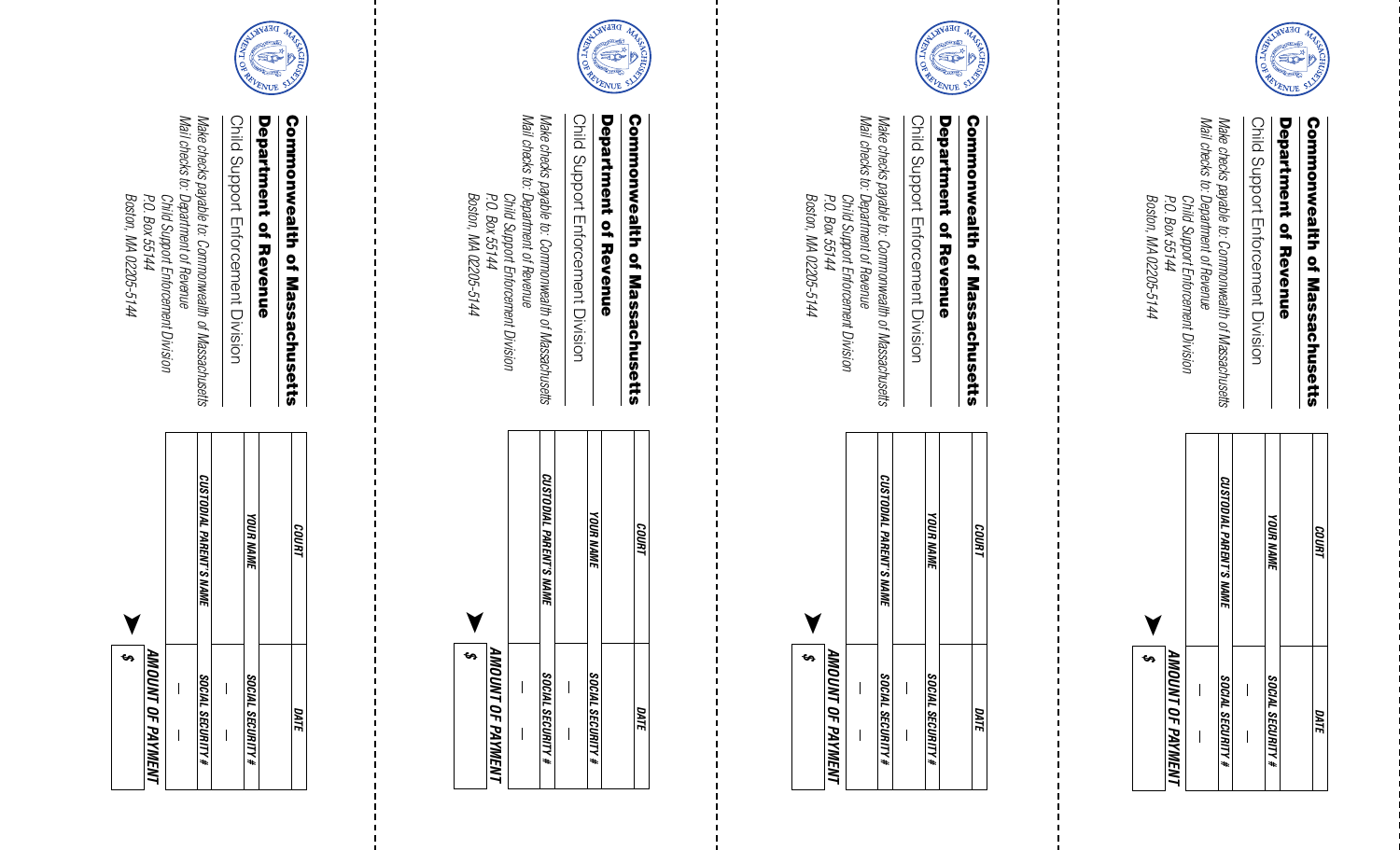## Commonwealth of Massachusetts
## Department of Revenue

Child Support Enforcement Division

*Make checks payable to: Commonwealth of Massachusetts*
*Mail checks to: Department of Revenue*
*Child Support Enforcement Division*
*P.O. Box 55144*
*Boston, MA 02205-5144*

| COURT | DATE |
|---|---|
| YOUR NAME | SOCIAL SECURITY # |
| | — — |
| CUSTODIAL PARENT'S NAME | SOCIAL SECURITY # |
| | — — |

**AMOUNT OF PAYMENT**

$

---

## Commonwealth of Massachusetts
## Department of Revenue

Child Support Enforcement Division

*Make checks payable to: Commonwealth of Massachusetts*
*Mail checks to: Department of Revenue*
*Child Support Enforcement Division*
*P.O. Box 55144*
*Boston, MA 02205-5144*

| COURT | DATE |
|---|---|
| YOUR NAME | SOCIAL SECURITY # |
| | — — |
| CUSTODIAL PARENT'S NAME | SOCIAL SECURITY # |
| | — — |

**AMOUNT OF PAYMENT**

$

---

## Commonwealth of Massachusetts
## Department of Revenue

Child Support Enforcement Division

*Make checks payable to: Commonwealth of Massachusetts*
*Mail checks to: Department of Revenue*
*Child Support Enforcement Division*
*P.O. Box 55144*
*Boston, MA 02205-5144*

| COURT | DATE |
|---|---|
| YOUR NAME | SOCIAL SECURITY # |
| | — — |
| CUSTODIAL PARENT'S NAME | SOCIAL SECURITY # |
| | — — |

**AMOUNT OF PAYMENT**

$

---

## Commonwealth of Massachusetts
## Department of Revenue

Child Support Enforcement Division

*Make checks payable to: Commonwealth of Massachusetts*
*Mail checks to: Department of Revenue*
*Child Support Enforcement Division*
*P.O. Box 55144*
*Boston, MA 02205-5144*

| COURT | DATE |
|---|---|
| YOUR NAME | SOCIAL SECURITY # |
| | — — |
| CUSTODIAL PARENT'S NAME | SOCIAL SECURITY # |
| | — — |

**AMOUNT OF PAYMENT**

$